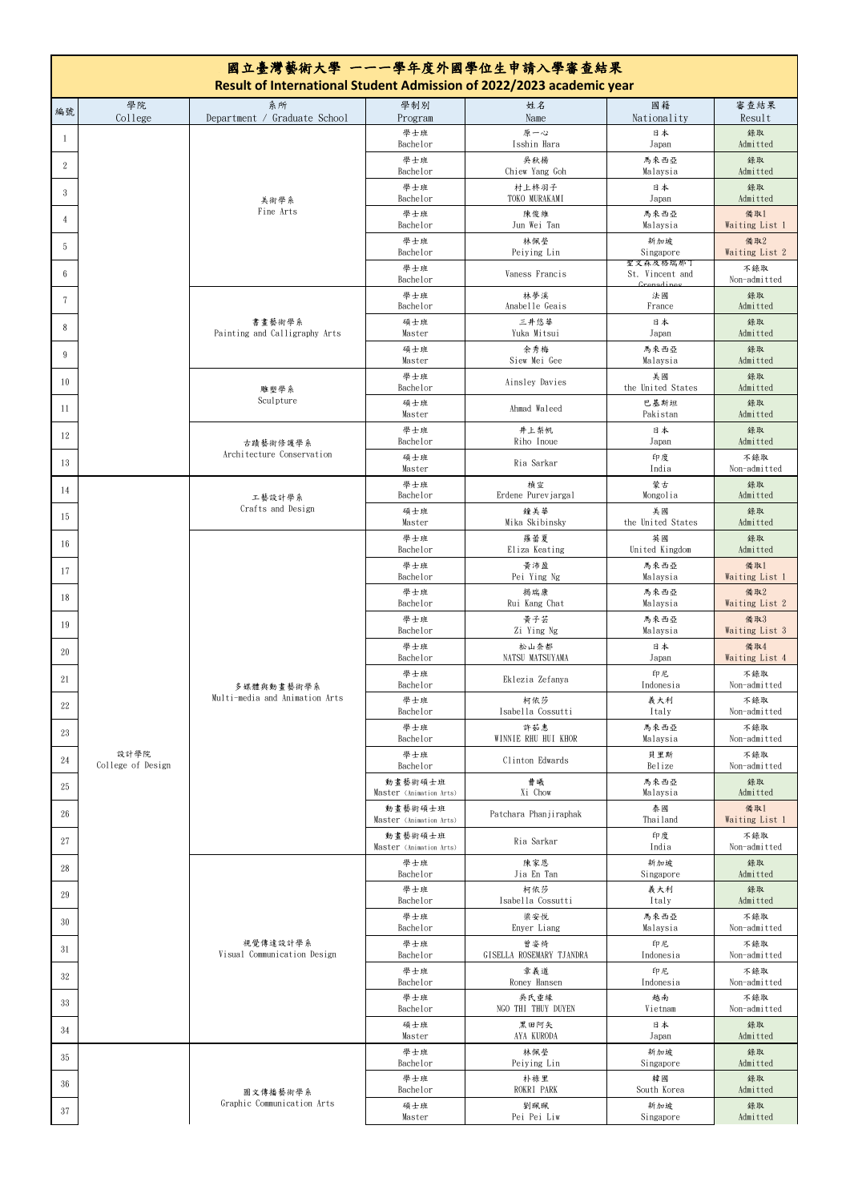# 國立臺灣藝術大學 一一一學年度外國學位生申請入學審查結果

## Result of International Student Admission of 2022/2023 academic year

| 編號 | 學院<br>College | 系所<br>Department / Graduate School | 學制別<br>Program | 姓名<br>Name | 國籍<br>Nationality | 審查結果<br>Result |
|---|---|---|---|---|---|---|
| 1 | | 美術學系<br>Fine Arts | 學士班<br>Bachelor | 原一心<br>Isshin Hara | 日本<br>Japan | 錄取<br>Admitted |
| 2 | | 美術學系<br>Fine Arts | 學士班<br>Bachelor | 吳秋揚<br>Chiew Yang Goh | 馬來西亞<br>Malaysia | 錄取<br>Admitted |
| 3 | | 美術學系<br>Fine Arts | 學士班<br>Bachelor | 村上柊羽子<br>TOKO MURAKAMI | 日本<br>Japan | 錄取<br>Admitted |
| 4 | | 美術學系<br>Fine Arts | 學士班<br>Bachelor | 陳俊維<br>Jun Wei Tan | 馬來西亞<br>Malaysia | 備取1<br>Waiting List 1 |
| 5 | | 美術學系<br>Fine Arts | 學士班<br>Bachelor | 林佩瑩<br>Peiying Lin | 新加坡<br>Singapore | 備取2<br>Waiting List 2 |
| 6 | | 美術學系<br>Fine Arts | 學士班<br>Bachelor | Vaness Francis | 聖文森及格瑞那丁<br>St. Vincent and Grenadines | 不錄取<br>Non-admitted |
| 7 | | 書畫藝術學系<br>Painting and Calligraphy Arts | 學士班<br>Bachelor | 林夢溪<br>Anabelle Geais | 法國<br>France | 錄取<br>Admitted |
| 8 | | 書畫藝術學系<br>Painting and Calligraphy Arts | 碩士班<br>Master | 三井悠華<br>Yuka Mitsui | 日本<br>Japan | 錄取<br>Admitted |
| 9 | | 書畫藝術學系<br>Painting and Calligraphy Arts | 碩士班<br>Master | 余秀梅<br>Siew Mei Gee | 馬來西亞<br>Malaysia | 錄取<br>Admitted |
| 10 | | 雕塑學系<br>Sculpture | 學士班<br>Bachelor | Ainsley Davies | 美國<br>the United States | 錄取<br>Admitted |
| 11 | | 雕塑學系<br>Sculpture | 碩士班<br>Master | Ahmad Waleed | 巴基斯坦<br>Pakistan | 錄取<br>Admitted |
| 12 | | 古蹟藝術修護學系<br>Architecture Conservation | 學士班<br>Bachelor | 井上梨帆<br>Riho Inoue | 日本<br>Japan | 錄取<br>Admitted |
| 13 | | 古蹟藝術修護學系<br>Architecture Conservation | 碩士班<br>Master | Ria Sarkar | 印度<br>India | 不錄取<br>Non-admitted |
| 14 | 設計學院<br>College of Design | 工藝設計學系<br>Crafts and Design | 學士班<br>Bachelor | 禎宣<br>Erdene Purevjargal | 蒙古<br>Mongolia | 錄取<br>Admitted |
| 15 | 設計學院<br>College of Design | 工藝設計學系<br>Crafts and Design | 碩士班<br>Master | 鐘美華<br>Mika Skibinsky | 美國<br>the United States | 錄取<br>Admitted |
| 16 | 設計學院<br>College of Design | 多媒體與動畫藝術學系<br>Multi-media and Animation Arts | 學士班<br>Bachelor | 羅蕾夏<br>Eliza Keating | 英國<br>United Kingdom | 錄取<br>Admitted |
| 17 | 設計學院<br>College of Design | 多媒體與動畫藝術學系<br>Multi-media and Animation Arts | 學士班<br>Bachelor | 黃沛盈<br>Pei Ying Ng | 馬來西亞<br>Malaysia | 備取1<br>Waiting List 1 |
| 18 | 設計學院<br>College of Design | 多媒體與動畫藝術學系<br>Multi-media and Animation Arts | 學士班<br>Bachelor | 揭瑞康<br>Rui Kang Chat | 馬來西亞<br>Malaysia | 備取2<br>Waiting List 2 |
| 19 | 設計學院<br>College of Design | 多媒體與動畫藝術學系<br>Multi-media and Animation Arts | 學士班<br>Bachelor | 黃子芸<br>Zi Ying Ng | 馬來西亞<br>Malaysia | 備取3<br>Waiting List 3 |
| 20 | 設計學院<br>College of Design | 多媒體與動畫藝術學系<br>Multi-media and Animation Arts | 學士班<br>Bachelor | 松山奈都<br>NATSU MATSUYAMA | 日本<br>Japan | 備取4<br>Waiting List 4 |
| 21 | 設計學院<br>College of Design | 多媒體與動畫藝術學系<br>Multi-media and Animation Arts | 學士班<br>Bachelor | Eklezia Zefanya | 印尼<br>Indonesia | 不錄取<br>Non-admitted |
| 22 | 設計學院<br>College of Design | 多媒體與動畫藝術學系<br>Multi-media and Animation Arts | 學士班<br>Bachelor | 柯依莎<br>Isabella Cossutti | 義大利<br>Italy | 不錄取<br>Non-admitted |
| 23 | 設計學院<br>College of Design | 多媒體與動畫藝術學系<br>Multi-media and Animation Arts | 學士班<br>Bachelor | 許茹惠<br>WINNIE RHU HUI KHOR | 馬來西亞<br>Malaysia | 不錄取<br>Non-admitted |
| 24 | 設計學院<br>College of Design | 多媒體與動畫藝術學系<br>Multi-media and Animation Arts | 學士班<br>Bachelor | Clinton Edwards | 貝里斯<br>Belize | 不錄取<br>Non-admitted |
| 25 | 設計學院<br>College of Design | 多媒體與動畫藝術學系<br>Multi-media and Animation Arts | 動畫藝術碩士班<br>Master (Animation Arts) | 曹曦<br>Xi Chow | 馬來西亞<br>Malaysia | 錄取<br>Admitted |
| 26 | 設計學院<br>College of Design | 多媒體與動畫藝術學系<br>Multi-media and Animation Arts | 動畫藝術碩士班<br>Master (Animation Arts) | Patchara Phanjiraphak | 泰國<br>Thailand | 備取1<br>Waiting List 1 |
| 27 | 設計學院<br>College of Design | 多媒體與動畫藝術學系<br>Multi-media and Animation Arts | 動畫藝術碩士班<br>Master (Animation Arts) | Ria Sarkar | 印度<br>India | 不錄取<br>Non-admitted |
| 28 | 設計學院<br>College of Design | 視覺傳達設計學系<br>Visual Communication Design | 學士班<br>Bachelor | 陳家恩<br>Jia En Tan | 新加坡<br>Singapore | 錄取<br>Admitted |
| 29 | 設計學院<br>College of Design | 視覺傳達設計學系<br>Visual Communication Design | 學士班<br>Bachelor | 柯依莎<br>Isabella Cossutti | 義大利<br>Italy | 錄取<br>Admitted |
| 30 | 設計學院<br>College of Design | 視覺傳達設計學系<br>Visual Communication Design | 學士班<br>Bachelor | 梁安悅<br>Enyer Liang | 馬來西亞<br>Malaysia | 不錄取<br>Non-admitted |
| 31 | 設計學院<br>College of Design | 視覺傳達設計學系<br>Visual Communication Design | 學士班<br>Bachelor | 曾姿綺<br>GISELLA ROSEMARY TJANDRA | 印尼<br>Indonesia | 不錄取<br>Non-admitted |
| 32 | 設計學院<br>College of Design | 視覺傳達設計學系<br>Visual Communication Design | 學士班<br>Bachelor | 韋義道<br>Roney Hansen | 印尼<br>Indonesia | 不錄取<br>Non-admitted |
| 33 | 設計學院<br>College of Design | 視覺傳達設計學系<br>Visual Communication Design | 學士班<br>Bachelor | 吳氏垂緣<br>NGO THI THUY DUYEN | 越南<br>Vietnam | 不錄取<br>Non-admitted |
| 34 | 設計學院<br>College of Design | 視覺傳達設計學系<br>Visual Communication Design | 碩士班<br>Master | 黑田阿矢<br>AYA KURODA | 日本<br>Japan | 錄取<br>Admitted |
| 35 | | 圖文傳播藝術學系<br>Graphic Communication Arts | 學士班<br>Bachelor | 林佩瑩<br>Peiying Lin | 新加坡<br>Singapore | 錄取<br>Admitted |
| 36 | | 圖文傳播藝術學系<br>Graphic Communication Arts | 學士班<br>Bachelor | 朴裕里<br>ROKRI PARK | 韓國<br>South Korea | 錄取<br>Admitted |
| 37 | | 圖文傳播藝術學系<br>Graphic Communication Arts | 碩士班<br>Master | 劉珮珮<br>Pei Pei Liw | 新加坡<br>Singapore | 錄取<br>Admitted |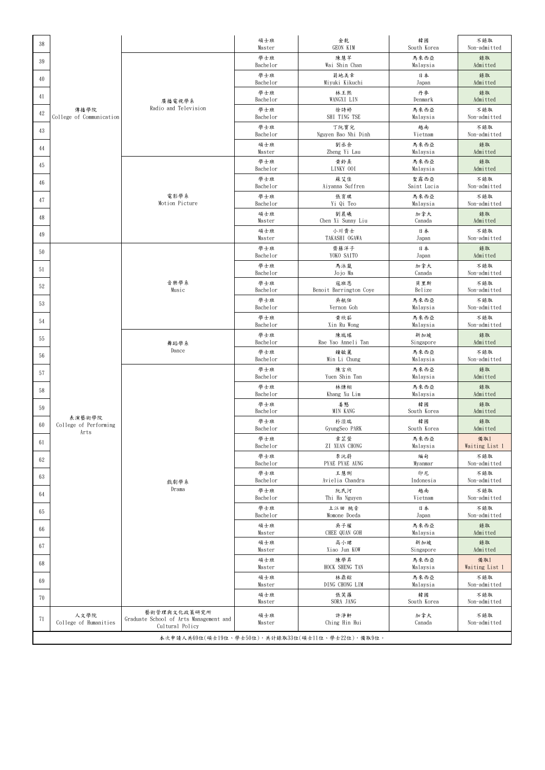| | | | | | | |
|---|---|---|---|---|---|---|
| 38 | | | 碩士班 Master | 金乾 GEON KIM | 韓國 South Korea | 不錄取 Non-admitted |
| 39 | 傳播學院 College of Communication | 廣播電視學系 Radio and Television | 學士班 Bachelor | 陳慧芊 Wai Shin Chan | 馬來西亞 Malaysia | 錄取 Admitted |
| 40 | | | 學士班 Bachelor | 菊地美幸 Miyuki Kikuchi | 日本 Japan | 錄取 Admitted |
| 41 | | | 學士班 Bachelor | 林王熙 WANGXI LIN | 丹麥 Denmark | 錄取 Admitted |
| 42 | | | 學士班 Bachelor | 徐詩婷 SHI TING TSE | 馬來西亞 Malaysia | 不錄取 Non-admitted |
| 43 | | | 學士班 Bachelor | 丁阮寶兒 Nguyen Bao Nhi Dinh | 越南 Vietnam | 不錄取 Non-admitted |
| 44 | | | 碩士班 Master | 劉丞余 Zheng Yi Lau | 馬來西亞 Malaysia | 錄取 Admitted |
| 45 | | 電影學系 Motion Picture | 學士班 Bachelor | 黃鈴姦 LINKY OOI | 馬來西亞 Malaysia | 錄取 Admitted |
| 46 | | | 學士班 Bachelor | 蘇艾佳 Aiyanna Suffren | 聖露西亞 Saint Lucia | 不錄取 Non-admitted |
| 47 | | | 學士班 Bachelor | 張育琪 Yi Qi Teo | 馬來西亞 Malaysia | 不錄取 Non-admitted |
| 48 | | | 碩士班 Master | 劉晨曦 Chen Xi Sunny Liu | 加拿大 Canada | 錄取 Admitted |
| 49 | | | 碩士班 Master | 小川貴士 TAKASHI OGAWA | 日本 Japan | 不錄取 Non-admitted |
| 50 | 表演藝術學院 College of Performing Arts | 音樂學系 Music | 學士班 Bachelor | 齋藤洋子 YOKO SAITO | 日本 Japan | 錄取 Admitted |
| 51 | | | 學士班 Bachelor | 馬泳嵐 Jojo Ma | 加拿大 Canada | 不錄取 Non-admitted |
| 52 | | | 學士班 Bachelor | 寇班恩 Benoit Barrington Coye | 貝里斯 Belize | 不錄取 Non-admitted |
| 53 | | | 學士班 Bachelor | 吳航任 Vernon Goh | 馬來西亞 Malaysia | 不錄取 Non-admitted |
| 54 | | | 學士班 Bachelor | 黃欣茹 Xin Ru Wong | 馬來西亞 Malaysia | 不錄取 Non-admitted |
| 55 | | 舞蹈學系 Dance | 學士班 Bachelor | 陳瑞瑤 Rae Yao Anneli Tan | 新加坡 Singapore | 錄取 Admitted |
| 56 | | | 學士班 Bachelor | 鐘敏麗 Min Li Chung | 馬來西亞 Malaysia | 不錄取 Non-admitted |
| 57 | | 戲劇學系 Drama | 學士班 Bachelor | 陳言欣 Yuen Shin Tan | 馬來西亞 Malaysia | 錄取 Admitted |
| 58 | | | 學士班 Bachelor | 林慷栩 Khang Xu Lim | 馬來西亞 Malaysia | 錄取 Admitted |
| 59 | | | 學士班 Bachelor | 姜慜 MIN KANG | 韓國 South Korea | 錄取 Admitted |
| 60 | | | 學士班 Bachelor | 朴涇瑞 GyungSeo PARK | 韓國 South Korea | 錄取 Admitted |
| 61 | | | 學士班 Bachelor | 章芷萱 ZI XUAN CHONG | 馬來西亞 Malaysia | 備取1 Waiting List 1 |
| 62 | | | 學士班 Bachelor | 李沘蔚 PYAE PYAE AUNG | 緬甸 Myanmar | 不錄取 Non-admitted |
| 63 | | | 學士班 Bachelor | 王慧俐 Avielia Chandra | 印尼 Indonesia | 不錄取 Non-admitted |
| 64 | | | 學士班 Bachelor | 阮氏河 Thi Ha Nguyen | 越南 Vietnam | 不錄取 Non-admitted |
| 65 | | | 學士班 Bachelor | 土江田 桃音 Momone Doeda | 日本 Japan | 不錄取 Non-admitted |
| 66 | | | 碩士班 Master | 吳子權 CHEE QUAN GOH | 馬來西亞 Malaysia | 錄取 Admitted |
| 67 | | | 碩士班 Master | 高小珺 Xiao Jun KOW | 新加坡 Singapore | 錄取 Admitted |
| 68 | | | 碩士班 Master | 陳學昇 HOCK SHENG TAN | 馬來西亞 Malaysia | 備取1 Waiting List 1 |
| 69 | | | 碩士班 Master | 林鼎鋐 DING CHONG LIM | 馬來西亞 Malaysia | 不錄取 Non-admitted |
| 70 | | | 碩士班 Master | 張笑羅 SORA JANG | 韓國 South Korea | 不錄取 Non-admitted |
| 71 | 人文學院 College of Humanities | 藝術管理與文化政策研究所 Graduate School of Arts Management and Cultural Policy | 碩士班 Master | 許淨軒 Ching Hin Hui | 加拿大 Canada | 不錄取 Non-admitted |

本次申請人共69位(碩士19位、學士50位)，共計錄取33位(碩士11位、學士22位)，備取9位。